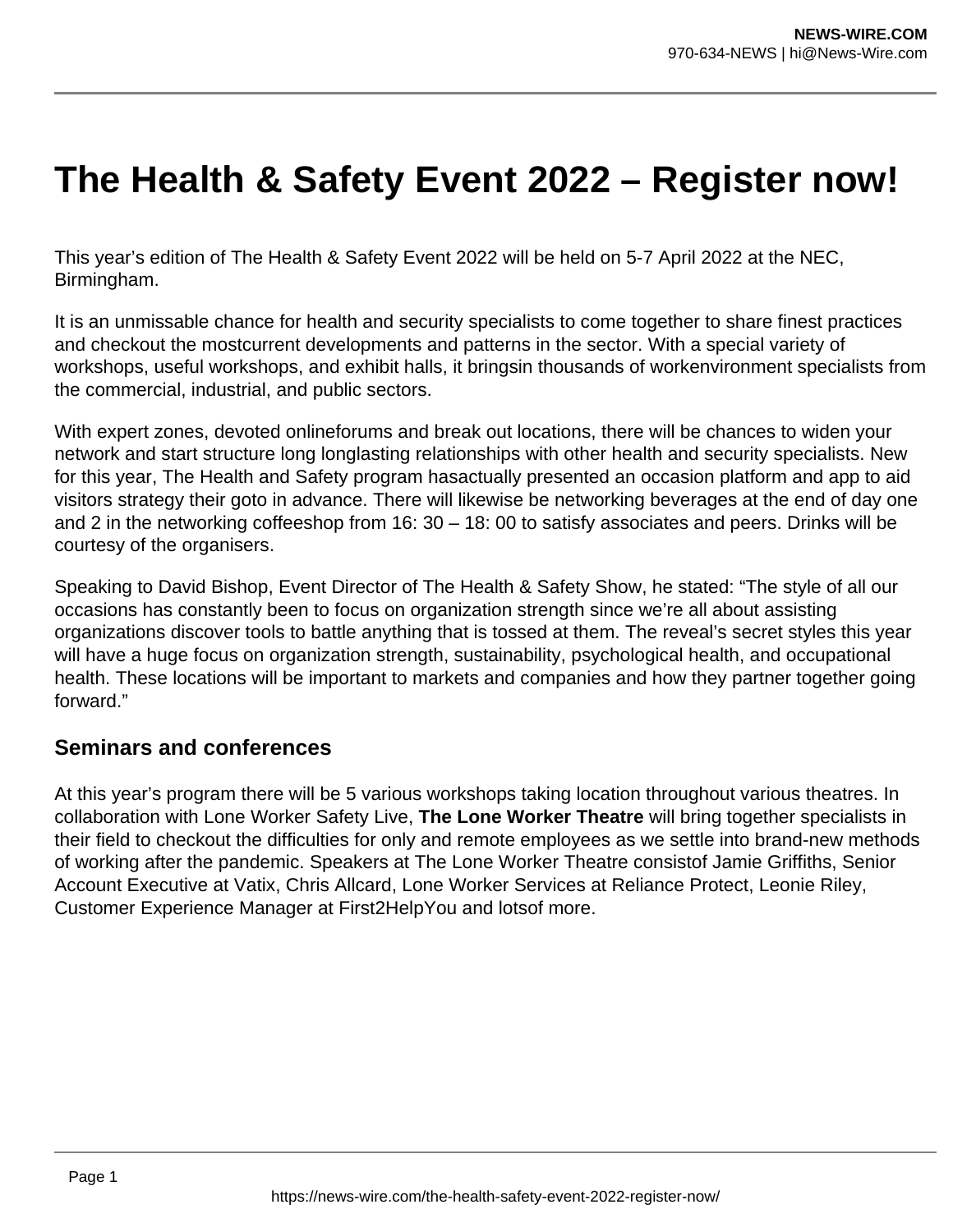# The Health & Safety Event 2022 – Register now!

This year's edition of The Health & Safety Event 2022 will be held on 5-7 April 2022 at the NEC, Birmingham.

It is an unmissable chance for health and security specialists to come together to share finest practices and checkout the mostcurrent developments and patterns in the sector. With a special variety of workshops, useful workshops, and exhibit halls, it bringsin thousands of workenvironment specialists from the commercial, industrial, and public sectors.

With expert zones, devoted onlineforums and break out locations, there will be chances to widen your network and start structure long longlasting relationships with other health and security specialists. New for this year, The Health and Safety program hasactually presented an occasion platform and app to aid visitors strategy their goto in advance. There will likewise be networking beverages at the end of day one and 2 in the networking coffeeshop from 16: 30 – 18: 00 to satisfy associates and peers. Drinks will be courtesy of the organisers.

Speaking to David Bishop, Event Director of The Health & Safety Show, he stated: "The style of all our occasions has constantly been to focus on organization strength since we're all about assisting organizations discover tools to battle anything that is tossed at them. The reveal's secret styles this year will have a huge focus on organization strength, sustainability, psychological health, and occupational health. These locations will be important to markets and companies and how they partner together going forward."

## Seminars and conferences

At this year's program there will be 5 various workshops taking location throughout various theatres. In collaboration with Lone Worker Safety Live, **The Lone Worker Theatre** will bring together specialists in their field to checkout the difficulties for only and remote employees as we settle into brand-new methods of working after the pandemic. Speakers at The Lone Worker Theatre consistof Jamie Griffiths, Senior Account Executive at Vatix, Chris Allcard, Lone Worker Services at Reliance Protect, Leonie Riley, Customer Experience Manager at First2HelpYou and lotsof more.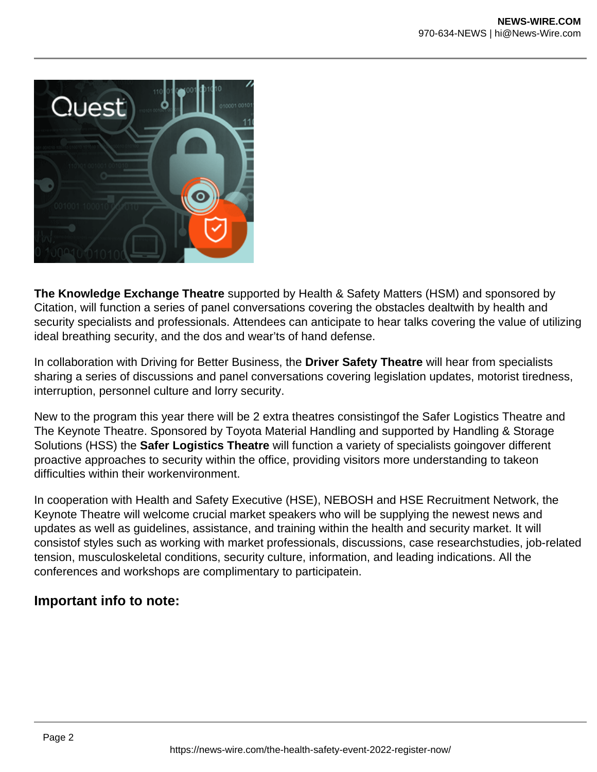**The Knowledge Exchange Theatre** supported by Health & Safety Matters (HSM) and sponsored by Citation, will function a series of panel conversations covering the obstacles dealtwith by health and security specialists and professionals. Attendees can anticipate to hear talks covering the value of utilizing ideal breathing security, and the dos and wear'ts of hand defense.

In collaboration with Driving for Better Business, the **Driver Safety Theatre** will hear from specialists sharing a series of discussions and panel conversations covering legislation updates, motorist tiredness, interruption, personnel culture and lorry security.

New to the program this year there will be 2 extra theatres consistingof the Safer Logistics Theatre and The Keynote Theatre. Sponsored by Toyota Material Handling and supported by Handling & Storage Solutions (HSS) the **Safer Logistics Theatre** will function a variety of specialists goingover different proactive approaches to security within the office, providing visitors more understanding to takeon difficulties within their workenvironment.

In cooperation with Health and Safety Executive (HSE), NEBOSH and HSE Recruitment Network, the Keynote Theatre will welcome crucial market speakers who will be supplying the newest news and updates as well as guidelines, assistance, and training within the health and security market. It will consistof styles such as working with market professionals, discussions, case researchstudies, job-related tension, musculoskeletal conditions, security culture, information, and leading indications. All the conferences and workshops are complimentary to participatein.

## Important info to note: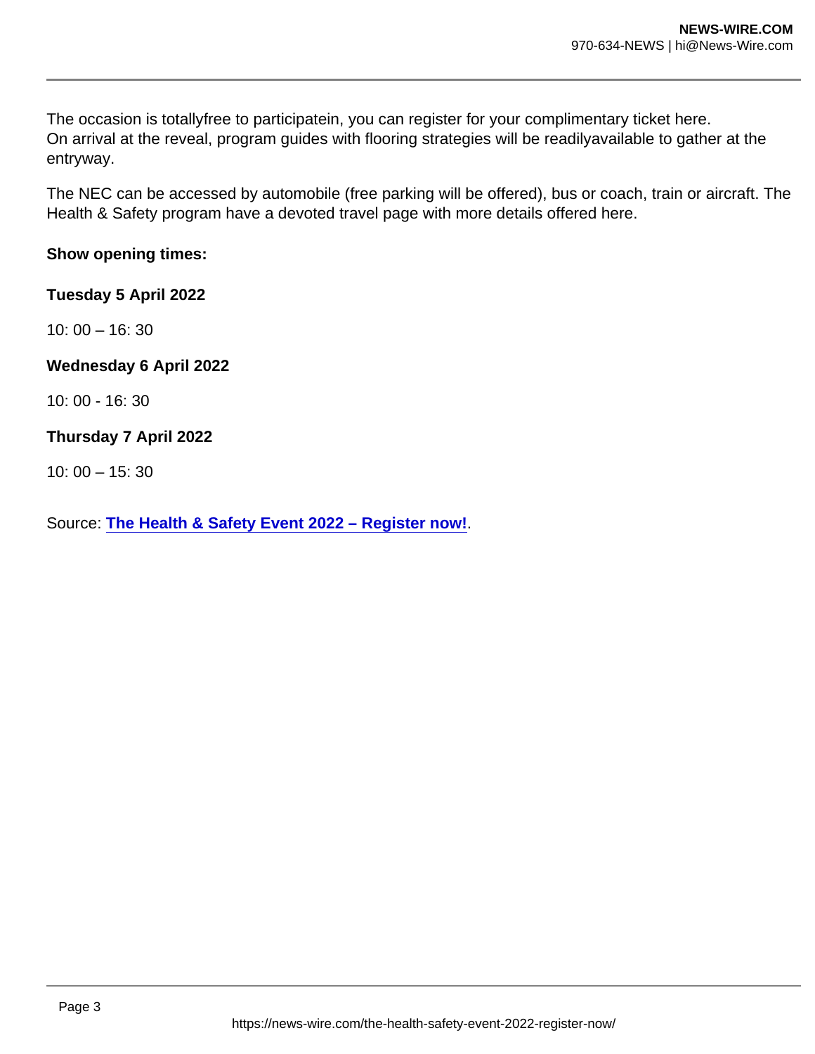The occasion is totallyfree to participatein, you can register for your complimentary ticket here.
On arrival at the reveal, program guides with flooring strategies will be readilyavailable to gather at the entryway.

The NEC can be accessed by automobile (free parking will be offered), bus or coach, train or aircraft. The Health & Safety program have a devoted travel page with more details offered here.

**Show opening times:**

**Tuesday 5 April 2022**

10: 00 – 16: 30

**Wednesday 6 April 2022**

10: 00 - 16: 30

**Thursday 7 April 2022**

10: 00 – 15: 30

Source: **The Health & Safety Event 2022 – Register now!**.